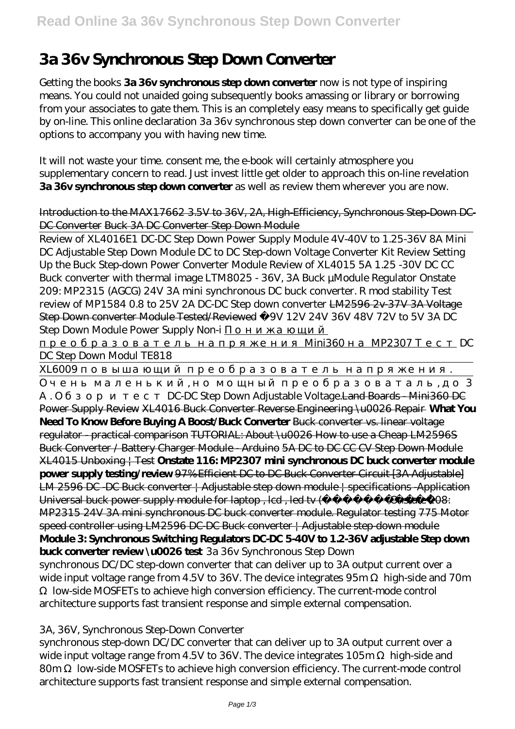# 3a 36v Synchronous Step Down Converter

Getting the books **3a 36v synchronous step down converter** now is not type of inspiring means. You could not unaided going subsequently books amassing or library or borrowing from your associates to gate them. This is an completely easy means to specifically get guide by on-line. This online declaration 3a 36v synchronous step down converter can be one of the options to accompany you with having new time.

It will not waste your time. consent me, the e-book will certainly atmosphere you supplementary concern to read. Just invest little get older to approach this on-line revelation **3a 36v synchronous step down converter** as well as review them wherever you are now.

Introduction to the MAX17662 3.5V to 36V, 2A, High-Efficiency, Synchronous Step-Down DC-DC Converter Buck 3A DC Converter Step Down Module

*Review of XL4016E1 DC-DC Step Down Power Supply Module 4V-40V to 1.25-36V 8A Mini DC Adjustable Step Down Module DC to DC Step-down Voltage Converter Kit Review Setting Up the Buck Step-down Power Converter Module Review of XL4015 5A 1.25 -30V DC CC Buck converter with thermal image LTM8025 - 36V, 3A Buck µModule Regulator Onstate 209: MP2315 (AGCG) 24V 3A mini synchronous DC buck converter. R mod stability Test review of MP1584 0.8 to 25V 2A DC-DC Step down converter* LM2596 2v-37V 3A Voltage Step Down converter Module Tested/Reviewed *9V 12V 24V 36V 48V 72V to 5V 3A DC Step Down Module Power Supply Non-i* Понижающий преобразователь напряжения Mini360 на MP2307 Тест *DC DC Step Down Modul TE818*

XL6009 повышающий преобразователь напряжения.

Очень маленький, но мощный преобразователь, до 3 А. Обзор и тест *DC-DC Step Down Adjustable Voltage.* Land Boards - Mini360 DC Power Supply Review XL4016 Buck Converter Reverse Engineering \u0026 Repair **What You Need To Know Before Buying A Boost/Buck Converter** Buck converter vs. linear voltage regulator - practical comparison TUTORIAL: About \u0026 How to use a Cheap LM2596S Buck Converter / Battery Charger Module - Arduino 5A DC to DC CC CV Step Down Module XL4015 Unboxing | Test **Onstate 116: MP2307 mini synchronous DC buck converter module power supply testing/review** 97% Efficient DC to DC Buck Converter Circuit [3A Adjustable] LM 2596 DC -DC Buck converter | Adjustable step down module | specifications -Application Universal buck power supply module for laptop , lcd , led tv ( ) Onstate 208: MP2315 24V 3A mini synchronous DC buck converter module. Regulator testing 775 Motor speed controller using LM2596 DC-DC Buck converter | Adjustable step-down module **Module 3: Synchronous Switching Regulators DC-DC 5-40V to 1.2-36V adjustable Step down buck converter review \u0026 test** *3a 36v Synchronous Step Down*

synchronous DC/DC step-down converter that can deliver up to 3A output current over a wide input voltage range from 4.5V to 36V. The device integrates 95mΩ high-side and 70m Ω low-side MOSFETs to achieve high conversion efficiency. The current-mode control architecture supports fast transient response and simple external compensation.

*3A, 36V, Synchronous Step-Down Converter*

synchronous step-down DC/DC converter that can deliver up to 3A output current over a wide input voltage range from 4.5V to 36V. The device integrates 105mΩ high-side and 80mΩ low-side MOSFETs to achieve high conversion efficiency. The current-mode control architecture supports fast transient response and simple external compensation.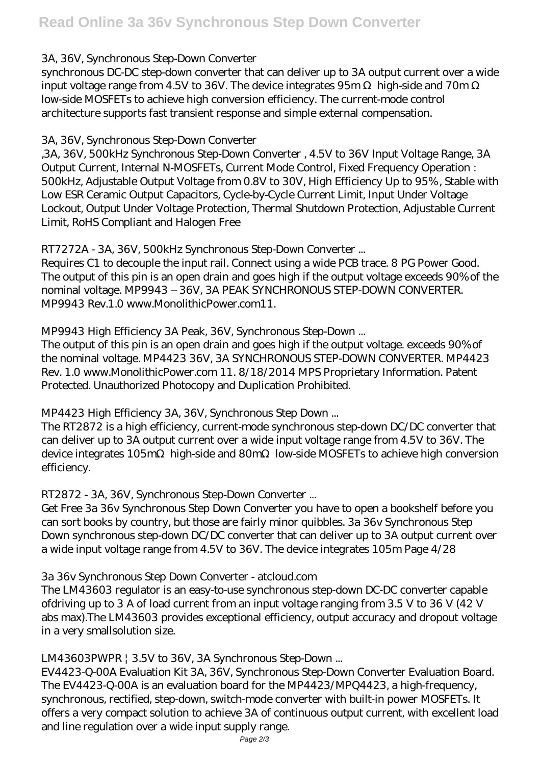### 3A, 36V, Synchronous Step-Down Converter

synchronous DC-DC step-down converter that can deliver up to 3A output current over a wide input voltage range from 4.5V to 36V. The device integrates 95mΩ high-side and 70mΩ low-side MOSFETs to achieve high conversion efficiency. The current-mode control architecture supports fast transient response and simple external compensation.

### 3A, 36V, Synchronous Step-Down Converter

,3A, 36V, 500kHz Synchronous Step-Down Converter , 4.5V to 36V Input Voltage Range, 3A Output Current, Internal N-MOSFETs, Current Mode Control, Fixed Frequency Operation : 500kHz, Adjustable Output Voltage from 0.8V to 30V, High Efficiency Up to 95% , Stable with Low ESR Ceramic Output Capacitors, Cycle-by-Cycle Current Limit, Input Under Voltage Lockout, Output Under Voltage Protection, Thermal Shutdown Protection, Adjustable Current Limit, RoHS Compliant and Halogen Free

### RT7272A - 3A, 36V, 500kHz Synchronous Step-Down Converter ...

Requires C1 to decouple the input rail. Connect using a wide PCB trace. 8 PG Power Good. The output of this pin is an open drain and goes high if the output voltage exceeds 90% of the nominal voltage. MP9943 – 36V, 3A PEAK SYNCHRONOUS STEP-DOWN CONVERTER. MP9943 Rev.1.0 www.MonolithicPower.com11.

### MP9943 High Efficiency 3A Peak, 36V, Synchronous Step-Down ...

The output of this pin is an open drain and goes high if the output voltage. exceeds 90% of the nominal voltage. MP4423 36V, 3A SYNCHRONOUS STEP-DOWN CONVERTER. MP4423 Rev. 1.0 www.MonolithicPower.com 11. 8/18/2014 MPS Proprietary Information. Patent Protected. Unauthorized Photocopy and Duplication Prohibited.

### MP4423 High Efficiency 3A, 36V, Synchronous Step Down ...

The RT2872 is a high efficiency, current-mode synchronous step-down DC/DC converter that can deliver up to 3A output current over a wide input voltage range from 4.5V to 36V. The device integrates 105mΩ high-side and 80mΩ low-side MOSFETs to achieve high conversion efficiency.

### RT2872 - 3A, 36V, Synchronous Step-Down Converter ...

Get Free 3a 36v Synchronous Step Down Converter you have to open a bookshelf before you can sort books by country, but those are fairly minor quibbles. 3a 36v Synchronous Step Down synchronous step-down DC/DC converter that can deliver up to 3A output current over a wide input voltage range from 4.5V to 36V. The device integrates 105m Page 4/28

### 3a 36v Synchronous Step Down Converter - atcloud.com

The LM43603 regulator is an easy-to-use synchronous step-down DC-DC converter capable ofdriving up to 3 A of load current from an input voltage ranging from 3.5 V to 36 V (42 V abs max).The LM43603 provides exceptional efficiency, output accuracy and dropout voltage in a very smallsolution size.

### LM43603PWPR | 3.5V to 36V, 3A Synchronous Step-Down ...

EV4423-Q-00A Evaluation Kit 3A, 36V, Synchronous Step-Down Converter Evaluation Board. The EV4423-Q-00A is an evaluation board for the MP4423/MPQ4423, a high-frequency, synchronous, rectified, step-down, switch-mode converter with built-in power MOSFETs. It offers a very compact solution to achieve 3A of continuous output current, with excellent load and line regulation over a wide input supply range.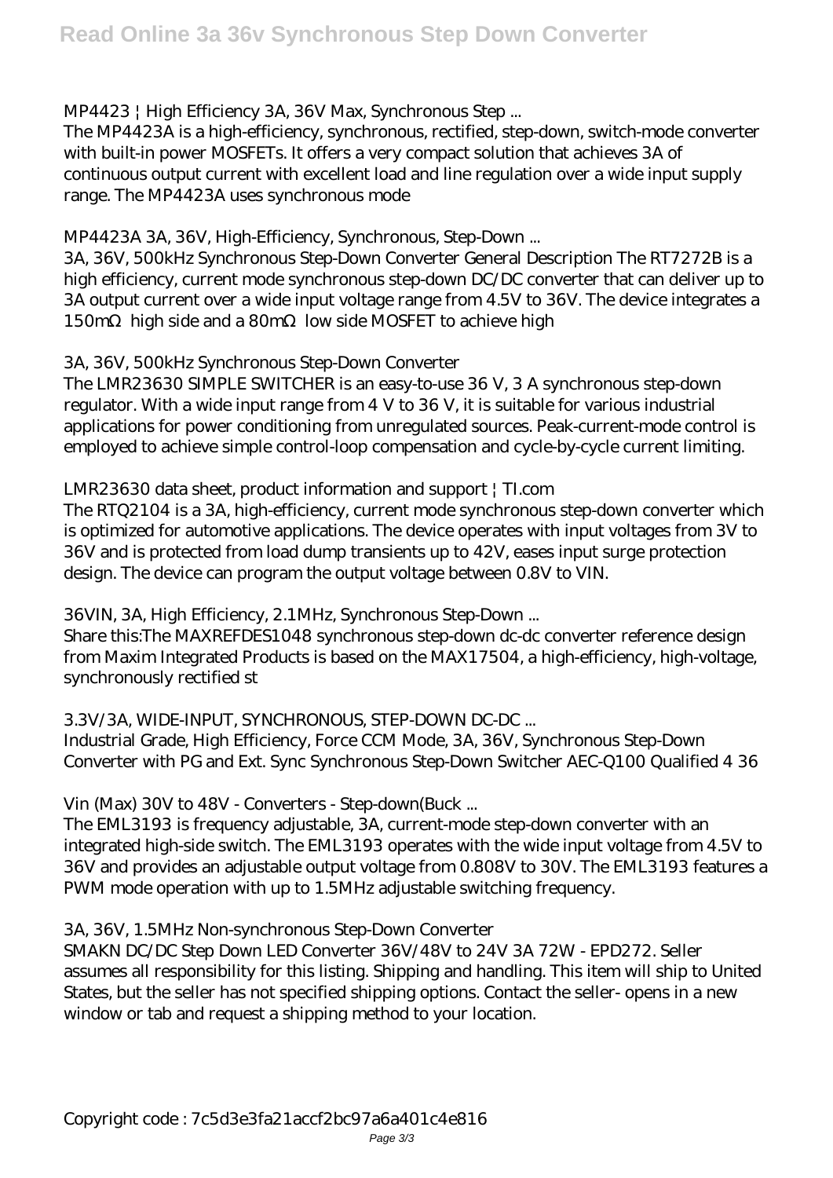MP4423 | High Efficiency 3A, 36V Max, Synchronous Step ...

The MP4423A is a high-efficiency, synchronous, rectified, step-down, switch-mode converter with built-in power MOSFETs. It offers a very compact solution that achieves 3A of continuous output current with excellent load and line regulation over a wide input supply range. The MP4423A uses synchronous mode

MP4423A 3A, 36V, High-Efficiency, Synchronous, Step-Down ...

3A, 36V, 500kHz Synchronous Step-Down Converter General Description The RT7272B is a high efficiency, current mode synchronous step-down DC/DC converter that can deliver up to 3A output current over a wide input voltage range from 4.5V to 36V. The device integrates a 150mΩ high side and a 80mΩ low side MOSFET to achieve high

3A, 36V, 500kHz Synchronous Step-Down Converter

The LMR23630 SIMPLE SWITCHER is an easy-to-use 36 V, 3 A synchronous step-down regulator. With a wide input range from 4 V to 36 V, it is suitable for various industrial applications for power conditioning from unregulated sources. Peak-current-mode control is employed to achieve simple control-loop compensation and cycle-by-cycle current limiting.

LMR23630 data sheet, product information and support | TI.com

The RTQ2104 is a 3A, high-efficiency, current mode synchronous step-down converter which is optimized for automotive applications. The device operates with input voltages from 3V to 36V and is protected from load dump transients up to 42V, eases input surge protection design. The device can program the output voltage between 0.8V to VIN.

36VIN, 3A, High Efficiency, 2.1MHz, Synchronous Step-Down ...

Share this:The MAXREFDES1048 synchronous step-down dc-dc converter reference design from Maxim Integrated Products is based on the MAX17504, a high-efficiency, high-voltage, synchronously rectified st

3.3V/3A, WIDE-INPUT, SYNCHRONOUS, STEP-DOWN DC-DC ...

Industrial Grade, High Efficiency, Force CCM Mode, 3A, 36V, Synchronous Step-Down Converter with PG and Ext. Sync Synchronous Step-Down Switcher AEC-Q100 Qualified 4 36

Vin (Max) 30V to 48V - Converters - Step-down(Buck ...

The EML3193 is frequency adjustable, 3A, current-mode step-down converter with an integrated high-side switch. The EML3193 operates with the wide input voltage from 4.5V to 36V and provides an adjustable output voltage from 0.808V to 30V. The EML3193 features a PWM mode operation with up to 1.5MHz adjustable switching frequency.

3A, 36V, 1.5MHz Non-synchronous Step-Down Converter

SMAKN DC/DC Step Down LED Converter 36V/48V to 24V 3A 72W - EPD272. Seller assumes all responsibility for this listing. Shipping and handling. This item will ship to United States, but the seller has not specified shipping options. Contact the seller- opens in a new window or tab and request a shipping method to your location.

Copyright code : 7c5d3e3fa21accf2bc97a6a401c4e816